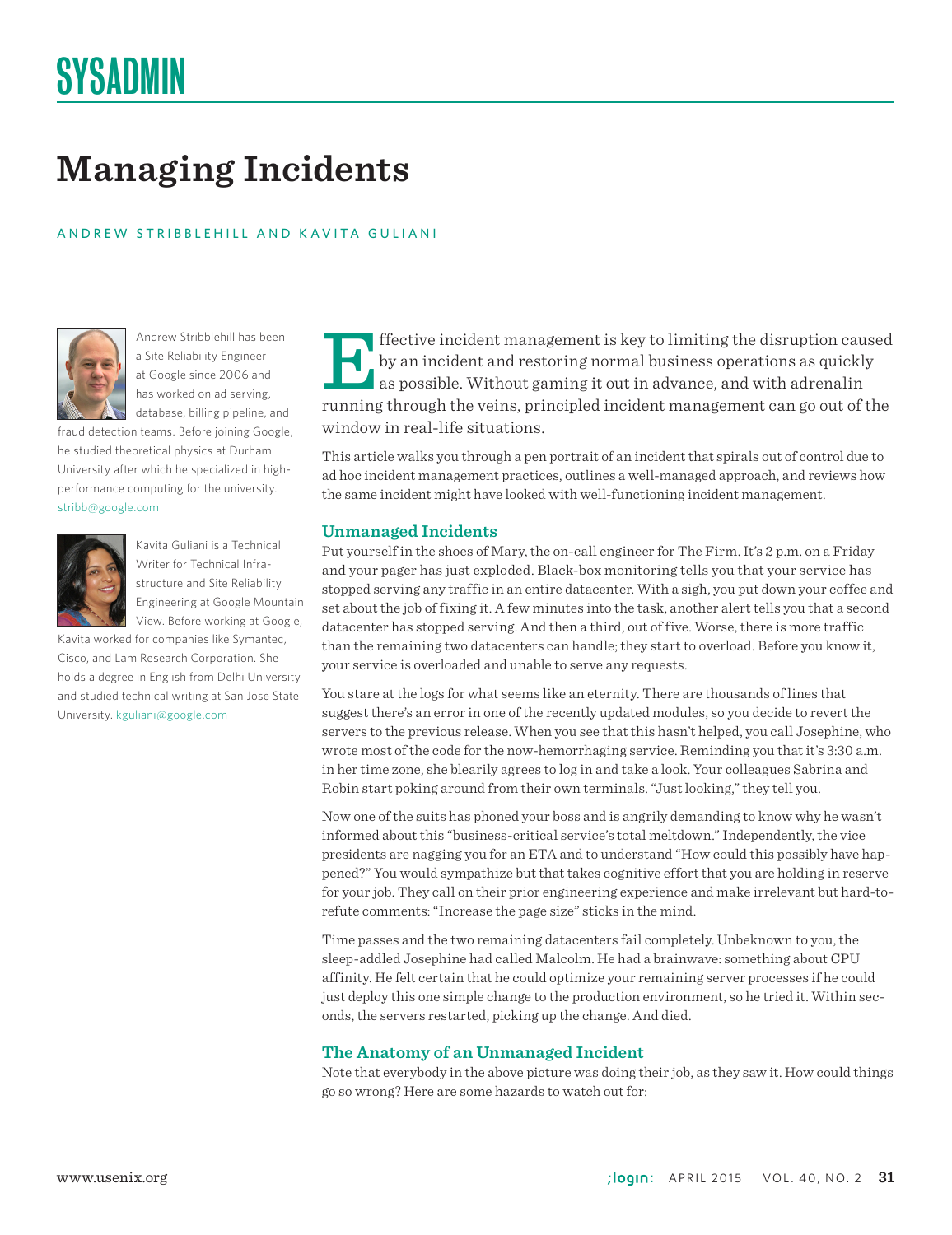SYSADMIN

# Managing Incidents

ANDREW STRIBBLEHILL AND KAVITA GULIANI

Andrew Stribblehill has been a Site Reliability Engineer at Google since 2006 and has worked on ad serving, database, billing pipeline, and fraud detection teams. Before joining Google, he studied theoretical physics at Durham University after which he specialized in high-performance computing for the university. stribb@google.com

Kavita Guliani is a Technical Writer for Technical Infrastructure and Site Reliability Engineering at Google Mountain View. Before working at Google, Kavita worked for companies like Symantec, Cisco, and Lam Research Corporation. She holds a degree in English from Delhi University and studied technical writing at San Jose State University. kguliani@google.com

Effective incident management is key to limiting the disruption caused by an incident and restoring normal business operations as quickly as possible. Without gaming it out in advance, and with adrenalin running through the veins, principled incident management can go out of the window in real-life situations.

This article walks you through a pen portrait of an incident that spirals out of control due to ad hoc incident management practices, outlines a well-managed approach, and reviews how the same incident might have looked with well-functioning incident management.

## Unmanaged Incidents

Put yourself in the shoes of Mary, the on-call engineer for The Firm. It's 2 p.m. on a Friday and your pager has just exploded. Black-box monitoring tells you that your service has stopped serving any traffic in an entire datacenter. With a sigh, you put down your coffee and set about the job of fixing it. A few minutes into the task, another alert tells you that a second datacenter has stopped serving. And then a third, out of five. Worse, there is more traffic than the remaining two datacenters can handle; they start to overload. Before you know it, your service is overloaded and unable to serve any requests.

You stare at the logs for what seems like an eternity. There are thousands of lines that suggest there's an error in one of the recently updated modules, so you decide to revert the servers to the previous release. When you see that this hasn't helped, you call Josephine, who wrote most of the code for the now-hemorrhaging service. Reminding you that it's 3:30 a.m. in her time zone, she blearily agrees to log in and take a look. Your colleagues Sabrina and Robin start poking around from their own terminals. "Just looking," they tell you.

Now one of the suits has phoned your boss and is angrily demanding to know why he wasn't informed about this "business-critical service's total meltdown." Independently, the vice presidents are nagging you for an ETA and to understand "How could this possibly have happened?" You would sympathize but that takes cognitive effort that you are holding in reserve for your job. They call on their prior engineering experience and make irrelevant but hard-to-refute comments: "Increase the page size" sticks in the mind.

Time passes and the two remaining datacenters fail completely. Unbeknown to you, the sleep-addled Josephine had called Malcolm. He had a brainwave: something about CPU affinity. He felt certain that he could optimize your remaining server processes if he could just deploy this one simple change to the production environment, so he tried it. Within seconds, the servers restarted, picking up the change. And died.

## The Anatomy of an Unmanaged Incident

Note that everybody in the above picture was doing their job, as they saw it. How could things go so wrong? Here are some hazards to watch out for: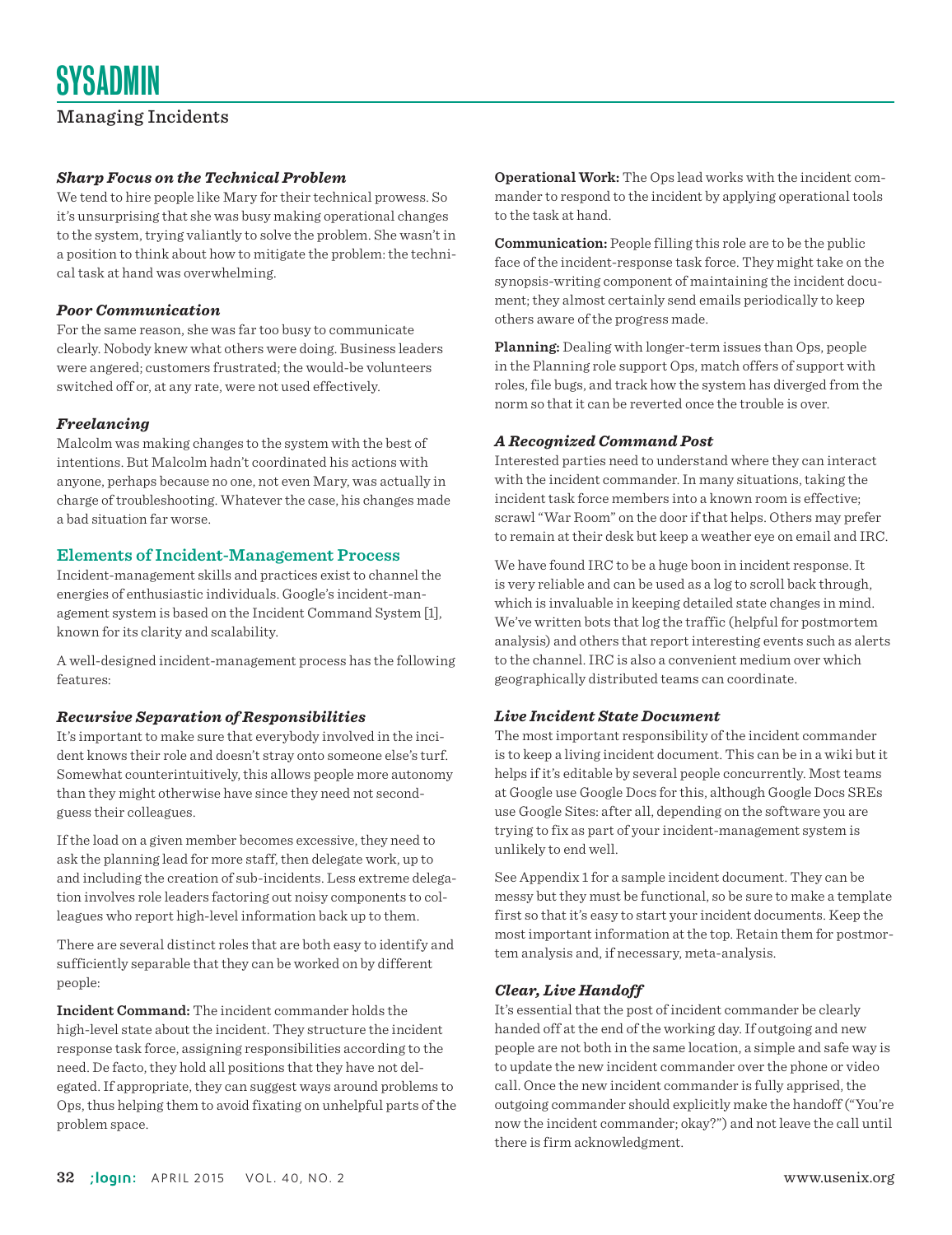### *Sharp Focus on the Technical Problem*

We tend to hire people like Mary for their technical prowess. So it's unsurprising that she was busy making operational changes to the system, trying valiantly to solve the problem. She wasn't in a position to think about how to mitigate the problem: the technical task at hand was overwhelming.

### *Poor Communication*

For the same reason, she was far too busy to communicate clearly. Nobody knew what others were doing. Business leaders were angered; customers frustrated; the would-be volunteers switched off or, at any rate, were not used effectively.

### *Freelancing*

Malcolm was making changes to the system with the best of intentions. But Malcolm hadn't coordinated his actions with anyone, perhaps because no one, not even Mary, was actually in charge of troubleshooting. Whatever the case, his changes made a bad situation far worse.

## Elements of Incident-Management Process

Incident-management skills and practices exist to channel the energies of enthusiastic individuals. Google's incident-management system is based on the Incident Command System [1], known for its clarity and scalability.

A well-designed incident-management process has the following features:

### *Recursive Separation of Responsibilities*

It's important to make sure that everybody involved in the incident knows their role and doesn't stray onto someone else's turf. Somewhat counterintuitively, this allows people more autonomy than they might otherwise have since they need not second-guess their colleagues.

If the load on a given member becomes excessive, they need to ask the planning lead for more staff, then delegate work, up to and including the creation of sub-incidents. Less extreme delegation involves role leaders factoring out noisy components to colleagues who report high-level information back up to them.

There are several distinct roles that are both easy to identify and sufficiently separable that they can be worked on by different people:

**Incident Command:** The incident commander holds the high-level state about the incident. They structure the incident response task force, assigning responsibilities according to the need. De facto, they hold all positions that they have not delegated. If appropriate, they can suggest ways around problems to Ops, thus helping them to avoid fixating on unhelpful parts of the problem space.

**Operational Work:** The Ops lead works with the incident commander to respond to the incident by applying operational tools to the task at hand.

**Communication:** People filling this role are to be the public face of the incident-response task force. They might take on the synopsis-writing component of maintaining the incident document; they almost certainly send emails periodically to keep others aware of the progress made.

**Planning:** Dealing with longer-term issues than Ops, people in the Planning role support Ops, match offers of support with roles, file bugs, and track how the system has diverged from the norm so that it can be reverted once the trouble is over.

### *A Recognized Command Post*

Interested parties need to understand where they can interact with the incident commander. In many situations, taking the incident task force members into a known room is effective; scrawl "War Room" on the door if that helps. Others may prefer to remain at their desk but keep a weather eye on email and IRC.

We have found IRC to be a huge boon in incident response. It is very reliable and can be used as a log to scroll back through, which is invaluable in keeping detailed state changes in mind. We've written bots that log the traffic (helpful for postmortem analysis) and others that report interesting events such as alerts to the channel. IRC is also a convenient medium over which geographically distributed teams can coordinate.

### *Live Incident State Document*

The most important responsibility of the incident commander is to keep a living incident document. This can be in a wiki but it helps if it's editable by several people concurrently. Most teams at Google use Google Docs for this, although Google Docs SREs use Google Sites: after all, depending on the software you are trying to fix as part of your incident-management system is unlikely to end well.

See Appendix 1 for a sample incident document. They can be messy but they must be functional, so be sure to make a template first so that it's easy to start your incident documents. Keep the most important information at the top. Retain them for postmortem analysis and, if necessary, meta-analysis.

### *Clear, Live Handoff*

It's essential that the post of incident commander be clearly handed off at the end of the working day. If outgoing and new people are not both in the same location, a simple and safe way is to update the new incident commander over the phone or video call. Once the new incident commander is fully apprised, the outgoing commander should explicitly make the handoff ("You're now the incident commander; okay?") and not leave the call until there is firm acknowledgment.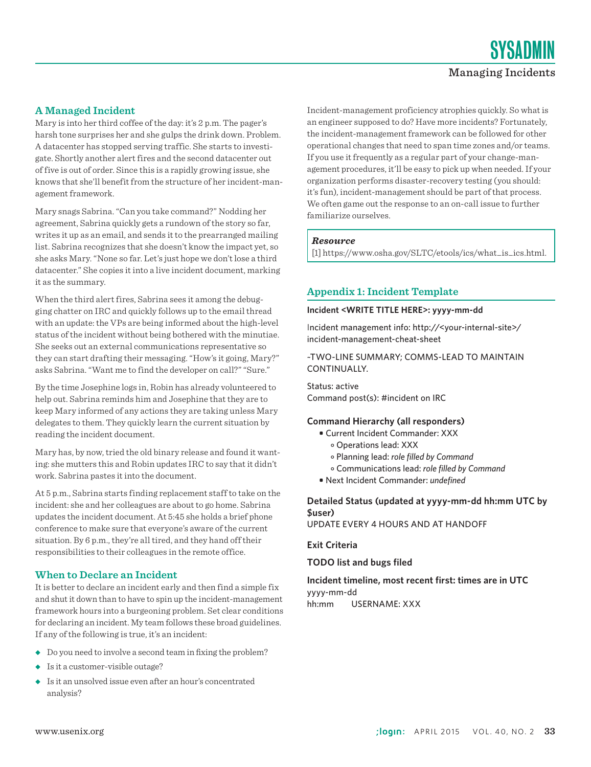## A Managed Incident

Mary is into her third coffee of the day: it's 2 p.m. The pager's harsh tone surprises her and she gulps the drink down. Problem. A datacenter has stopped serving traffic. She starts to investigate. Shortly another alert fires and the second datacenter out of five is out of order. Since this is a rapidly growing issue, she knows that she'll benefit from the structure of her incident-management framework.

Mary snags Sabrina. "Can you take command?" Nodding her agreement, Sabrina quickly gets a rundown of the story so far, writes it up as an email, and sends it to the prearranged mailing list. Sabrina recognizes that she doesn't know the impact yet, so she asks Mary. "None so far. Let's just hope we don't lose a third datacenter." She copies it into a live incident document, marking it as the summary.

When the third alert fires, Sabrina sees it among the debugging chatter on IRC and quickly follows up to the email thread with an update: the VPs are being informed about the high-level status of the incident without being bothered with the minutiae. She seeks out an external communications representative so they can start drafting their messaging. "How's it going, Mary?" asks Sabrina. "Want me to find the developer on call?" "Sure."

By the time Josephine logs in, Robin has already volunteered to help out. Sabrina reminds him and Josephine that they are to keep Mary informed of any actions they are taking unless Mary delegates to them. They quickly learn the current situation by reading the incident document.

Mary has, by now, tried the old binary release and found it wanting: she mutters this and Robin updates IRC to say that it didn't work. Sabrina pastes it into the document.

At 5 p.m., Sabrina starts finding replacement staff to take on the incident: she and her colleagues are about to go home. Sabrina updates the incident document. At 5:45 she holds a brief phone conference to make sure that everyone's aware of the current situation. By 6 p.m., they're all tired, and they hand off their responsibilities to their colleagues in the remote office.

## When to Declare an Incident

It is better to declare an incident early and then find a simple fix and shut it down than to have to spin up the incident-management framework hours into a burgeoning problem. Set clear conditions for declaring an incident. My team follows these broad guidelines. If any of the following is true, it's an incident:

- Do you need to involve a second team in fixing the problem?
- Is it a customer-visible outage?
- Is it an unsolved issue even after an hour's concentrated analysis?

Incident-management proficiency atrophies quickly. So what is an engineer supposed to do? Have more incidents? Fortunately, the incident-management framework can be followed for other operational changes that need to span time zones and/or teams. If you use it frequently as a regular part of your change-management procedures, it'll be easy to pick up when needed. If your organization performs disaster-recovery testing (you should: it's fun), incident-management should be part of that process. We often game out the response to an on-call issue to further familiarize ourselves.

**Resource**

[1] https://www.osha.gov/SLTC/etools/ics/what_is_ics.html.

## Appendix 1: Incident Template

**Incident <WRITE TITLE HERE>: yyyy-mm-dd**

Incident management info: http://<your-internal-site>/incident-management-cheat-sheet

-TWO-LINE SUMMARY; COMMS-LEAD TO MAINTAIN CONTINUALLY.

Status: active
Command post(s): #incident on IRC

**Command Hierarchy (all responders)**

- Current Incident Commander: XXX
  - Operations lead: XXX
  - Planning lead: *role filled by Command*
  - Communications lead: *role filled by Command*
- Next Incident Commander: *undefined*

**Detailed Status (updated at yyyy-mm-dd hh:mm UTC by $user)**
UPDATE EVERY 4 HOURS AND AT HANDOFF

**Exit Criteria**

**TODO list and bugs filed**

**Incident timeline, most recent first: times are in UTC**
yyyy-mm-dd
hh:mm USERNAME: XXX